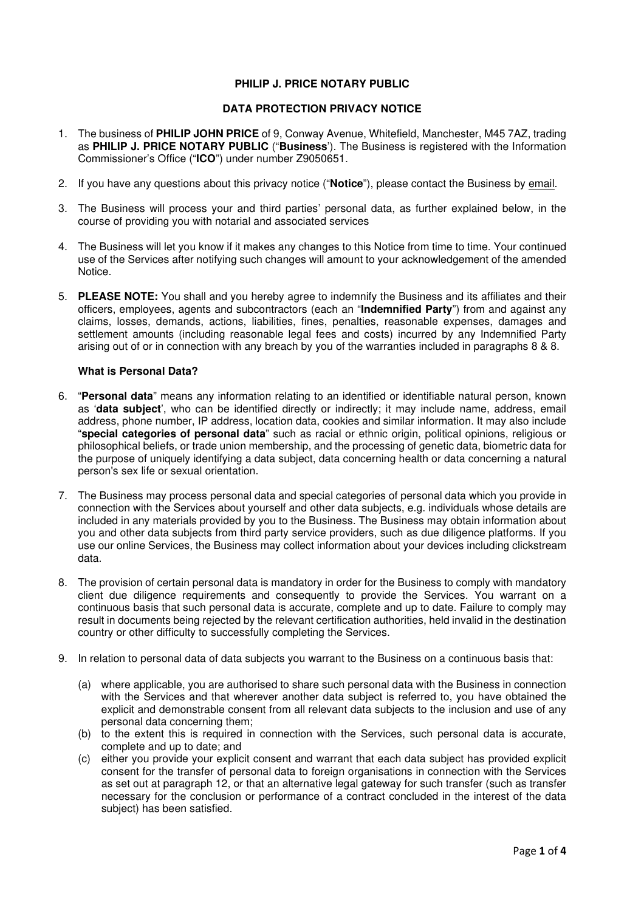**PHILIP J. PRICE NOTARY PUBLIC**

**DATA PROTECTION PRIVACY NOTICE**

1. The business of **PHILIP JOHN PRICE** of 9, Conway Avenue, Whitefield, Manchester, M45 7AZ, trading as **PHILIP J. PRICE NOTARY PUBLIC** ("**Business**'). The Business is registered with the Information Commissioner's Office ("**ICO**") under number Z9050651.

2. If you have any questions about this privacy notice ("**Notice**"), please contact the Business by email.

3. The Business will process your and third parties' personal data, as further explained below, in the course of providing you with notarial and associated services

4. The Business will let you know if it makes any changes to this Notice from time to time. Your continued use of the Services after notifying such changes will amount to your acknowledgement of the amended Notice.

5. **PLEASE NOTE:** You shall and you hereby agree to indemnify the Business and its affiliates and their officers, employees, agents and subcontractors (each an "**Indemnified Party**") from and against any claims, losses, demands, actions, liabilities, fines, penalties, reasonable expenses, damages and settlement amounts (including reasonable legal fees and costs) incurred by any Indemnified Party arising out of or in connection with any breach by you of the warranties included in paragraphs 8 & 8.

**What is Personal Data?**

6. "**Personal data**" means any information relating to an identified or identifiable natural person, known as '**data subject**', who can be identified directly or indirectly; it may include name, address, email address, phone number, IP address, location data, cookies and similar information. It may also include "**special categories of personal data**" such as racial or ethnic origin, political opinions, religious or philosophical beliefs, or trade union membership, and the processing of genetic data, biometric data for the purpose of uniquely identifying a data subject, data concerning health or data concerning a natural person's sex life or sexual orientation.

7. The Business may process personal data and special categories of personal data which you provide in connection with the Services about yourself and other data subjects, e.g. individuals whose details are included in any materials provided by you to the Business. The Business may obtain information about you and other data subjects from third party service providers, such as due diligence platforms. If you use our online Services, the Business may collect information about your devices including clickstream data.

8. The provision of certain personal data is mandatory in order for the Business to comply with mandatory client due diligence requirements and consequently to provide the Services. You warrant on a continuous basis that such personal data is accurate, complete and up to date. Failure to comply may result in documents being rejected by the relevant certification authorities, held invalid in the destination country or other difficulty to successfully completing the Services.

9. In relation to personal data of data subjects you warrant to the Business on a continuous basis that:

   (a) where applicable, you are authorised to share such personal data with the Business in connection with the Services and that wherever another data subject is referred to, you have obtained the explicit and demonstrable consent from all relevant data subjects to the inclusion and use of any personal data concerning them;

   (b) to the extent this is required in connection with the Services, such personal data is accurate, complete and up to date; and

   (c) either you provide your explicit consent and warrant that each data subject has provided explicit consent for the transfer of personal data to foreign organisations in connection with the Services as set out at paragraph 12, or that an alternative legal gateway for such transfer (such as transfer necessary for the conclusion or performance of a contract concluded in the interest of the data subject) has been satisfied.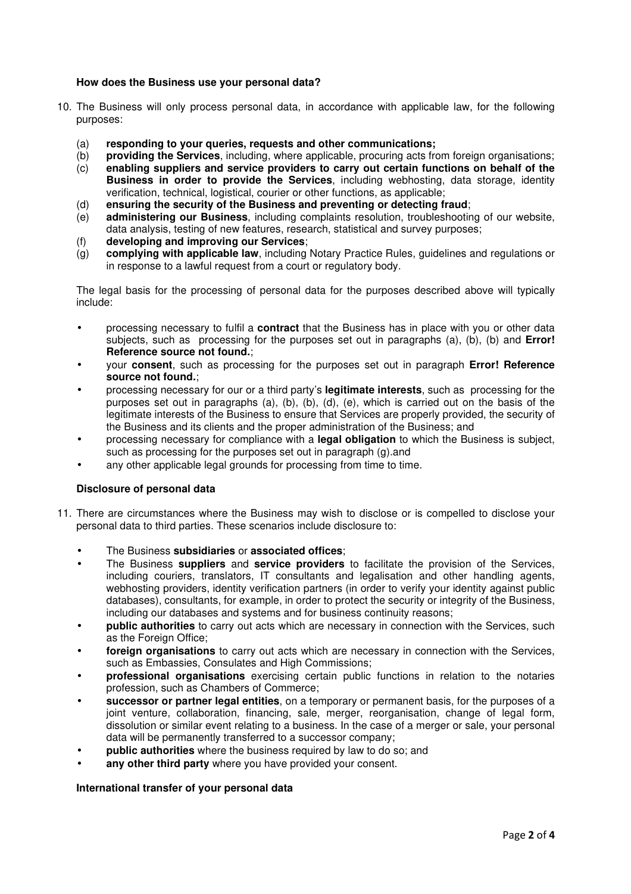**How does the Business use your personal data?**

10. The Business will only process personal data, in accordance with applicable law, for the following purposes:

    (a) **responding to your queries, requests and other communications;**
    (b) **providing the Services**, including, where applicable, procuring acts from foreign organisations;
    (c) **enabling suppliers and service providers to carry out certain functions on behalf of the Business in order to provide the Services**, including webhosting, data storage, identity verification, technical, logistical, courier or other functions, as applicable;
    (d) **ensuring the security of the Business and preventing or detecting fraud**;
    (e) **administering our Business**, including complaints resolution, troubleshooting of our website, data analysis, testing of new features, research, statistical and survey purposes;
    (f) **developing and improving our Services**;
    (g) **complying with applicable law**, including Notary Practice Rules, guidelines and regulations or in response to a lawful request from a court or regulatory body.

    The legal basis for the processing of personal data for the purposes described above will typically include:

    - processing necessary to fulfil a **contract** that the Business has in place with you or other data subjects, such as processing for the purposes set out in paragraphs (a), (b), (b) and **Error! Reference source not found.**;
    - your **consent**, such as processing for the purposes set out in paragraph **Error! Reference source not found.**;
    - processing necessary for our or a third party's **legitimate interests**, such as processing for the purposes set out in paragraphs (a), (b), (b), (d), (e), which is carried out on the basis of the legitimate interests of the Business to ensure that Services are properly provided, the security of the Business and its clients and the proper administration of the Business; and
    - processing necessary for compliance with a **legal obligation** to which the Business is subject, such as processing for the purposes set out in paragraph (g).and
    - any other applicable legal grounds for processing from time to time.

**Disclosure of personal data**

11. There are circumstances where the Business may wish to disclose or is compelled to disclose your personal data to third parties. These scenarios include disclosure to:

    - The Business **subsidiaries** or **associated offices**;
    - The Business **suppliers** and **service providers** to facilitate the provision of the Services, including couriers, translators, IT consultants and legalisation and other handling agents, webhosting providers, identity verification partners (in order to verify your identity against public databases), consultants, for example, in order to protect the security or integrity of the Business, including our databases and systems and for business continuity reasons;
    - **public authorities** to carry out acts which are necessary in connection with the Services, such as the Foreign Office;
    - **foreign organisations** to carry out acts which are necessary in connection with the Services, such as Embassies, Consulates and High Commissions;
    - **professional organisations** exercising certain public functions in relation to the notaries profession, such as Chambers of Commerce;
    - **successor or partner legal entities**, on a temporary or permanent basis, for the purposes of a joint venture, collaboration, financing, sale, merger, reorganisation, change of legal form, dissolution or similar event relating to a business. In the case of a merger or sale, your personal data will be permanently transferred to a successor company;
    - **public authorities** where the business required by law to do so; and
    - **any other third party** where you have provided your consent.

**International transfer of your personal data**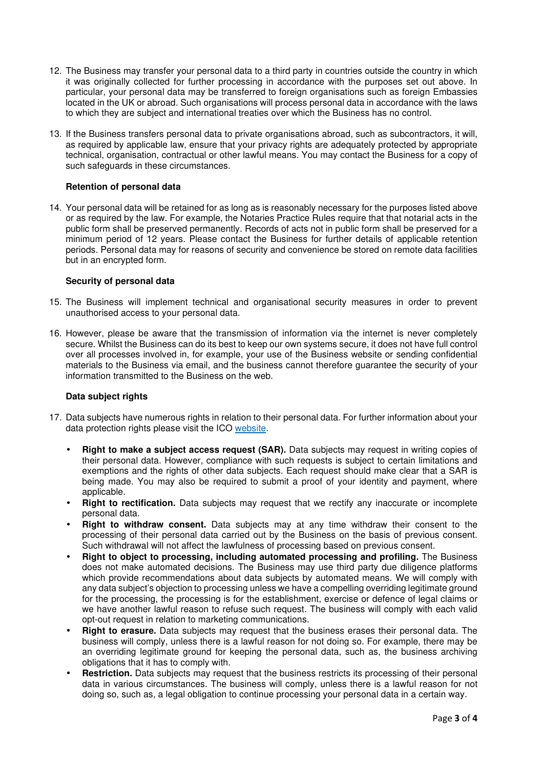12. The Business may transfer your personal data to a third party in countries outside the country in which it was originally collected for further processing in accordance with the purposes set out above. In particular, your personal data may be transferred to foreign organisations such as foreign Embassies located in the UK or abroad. Such organisations will process personal data in accordance with the laws to which they are subject and international treaties over which the Business has no control.

13. If the Business transfers personal data to private organisations abroad, such as subcontractors, it will, as required by applicable law, ensure that your privacy rights are adequately protected by appropriate technical, organisation, contractual or other lawful means. You may contact the Business for a copy of such safeguards in these circumstances.

**Retention of personal data**

14. Your personal data will be retained for as long as is reasonably necessary for the purposes listed above or as required by the law. For example, the Notaries Practice Rules require that that notarial acts in the public form shall be preserved permanently. Records of acts not in public form shall be preserved for a minimum period of 12 years. Please contact the Business for further details of applicable retention periods. Personal data may for reasons of security and convenience be stored on remote data facilities but in an encrypted form.

**Security of personal data**

15. The Business will implement technical and organisational security measures in order to prevent unauthorised access to your personal data.

16. However, please be aware that the transmission of information via the internet is never completely secure. Whilst the Business can do its best to keep our own systems secure, it does not have full control over all processes involved in, for example, your use of the Business website or sending confidential materials to the Business via email, and the business cannot therefore guarantee the security of your information transmitted to the Business on the web.

**Data subject rights**

17. Data subjects have numerous rights in relation to their personal data. For further information about your data protection rights please visit the ICO website.

    - **Right to make a subject access request (SAR).** Data subjects may request in writing copies of their personal data. However, compliance with such requests is subject to certain limitations and exemptions and the rights of other data subjects. Each request should make clear that a SAR is being made. You may also be required to submit a proof of your identity and payment, where applicable.
    - **Right to rectification.** Data subjects may request that we rectify any inaccurate or incomplete personal data.
    - **Right to withdraw consent.** Data subjects may at any time withdraw their consent to the processing of their personal data carried out by the Business on the basis of previous consent. Such withdrawal will not affect the lawfulness of processing based on previous consent.
    - **Right to object to processing, including automated processing and profiling.** The Business does not make automated decisions. The Business may use third party due diligence platforms which provide recommendations about data subjects by automated means. We will comply with any data subject's objection to processing unless we have a compelling overriding legitimate ground for the processing, the processing is for the establishment, exercise or defence of legal claims or we have another lawful reason to refuse such request. The business will comply with each valid opt-out request in relation to marketing communications.
    - **Right to erasure.** Data subjects may request that the business erases their personal data. The business will comply, unless there is a lawful reason for not doing so. For example, there may be an overriding legitimate ground for keeping the personal data, such as, the business archiving obligations that it has to comply with.
    - **Restriction.** Data subjects may request that the business restricts its processing of their personal data in various circumstances. The business will comply, unless there is a lawful reason for not doing so, such as, a legal obligation to continue processing your personal data in a certain way.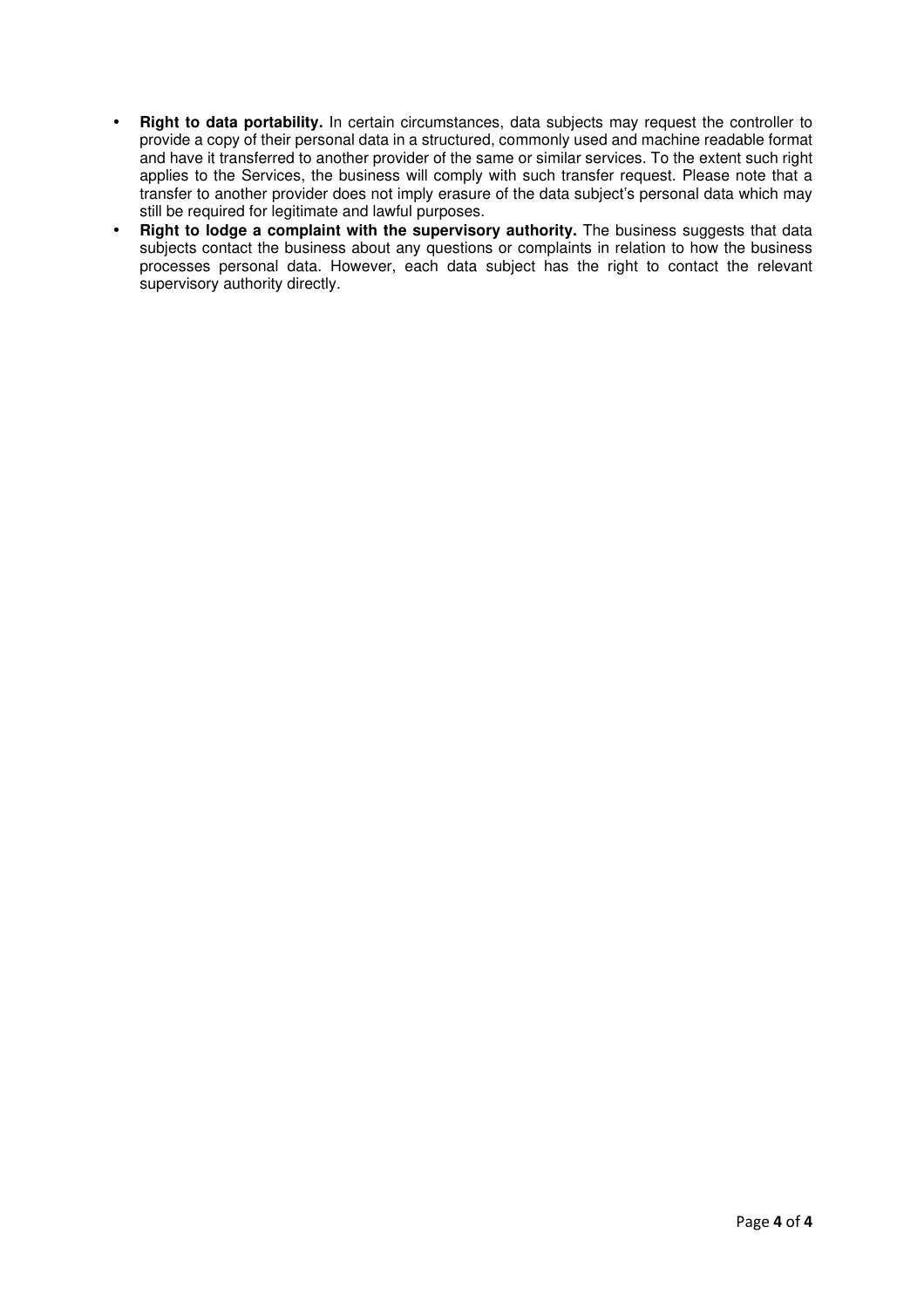- **Right to data portability.** In certain circumstances, data subjects may request the controller to provide a copy of their personal data in a structured, commonly used and machine readable format and have it transferred to another provider of the same or similar services. To the extent such right applies to the Services, the business will comply with such transfer request. Please note that a transfer to another provider does not imply erasure of the data subject's personal data which may still be required for legitimate and lawful purposes.
- **Right to lodge a complaint with the supervisory authority.** The business suggests that data subjects contact the business about any questions or complaints in relation to how the business processes personal data. However, each data subject has the right to contact the relevant supervisory authority directly.